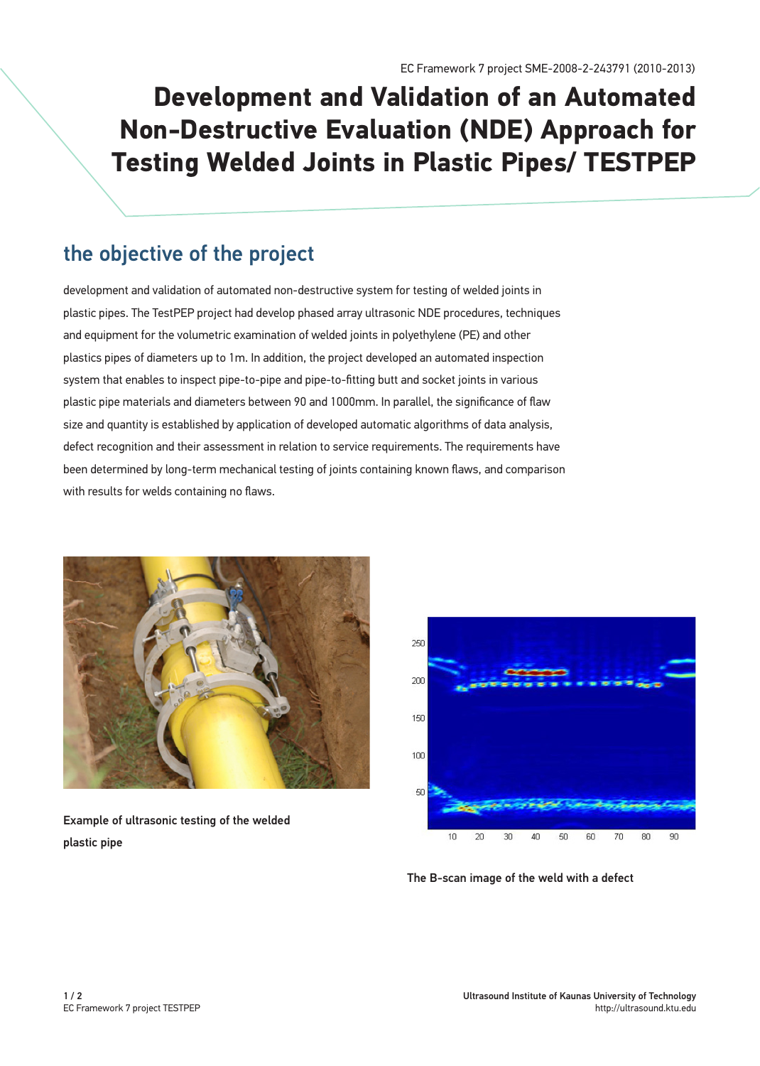EC Framework 7 project SME-2008-2-243791 (2010-2013)

# Development and Validation of an Automated Non-Destructive Evaluation (NDE) Approach for Testing Welded Joints in Plastic Pipes/ TESTPEP

## the objective of the project

development and validation of automated non-destructive system for testing of welded joints in plastic pipes. The TestPEP project had develop phased array ultrasonic NDE procedures, techniques and equipment for the volumetric examination of welded joints in polyethylene (PE) and other plastics pipes of diameters up to 1m. In addition, the project developed an automated inspection system that enables to inspect pipe-to-pipe and pipe-to-fitting butt and socket joints in various plastic pipe materials and diameters between 90 and 1000mm. In parallel, the significance of flaw size and quantity is established by application of developed automatic algorithms of data analysis, defect recognition and their assessment in relation to service requirements. The requirements have been determined by long-term mechanical testing of joints containing known flaws, and comparison with results for welds containing no flaws.

**Example of ultrasonic testing of the welded plastic pipe**

**The B-scan image of the weld with a defect**

Ultrasound Institute of Kaunas University of Technology
http://ultrasound.ktu.edu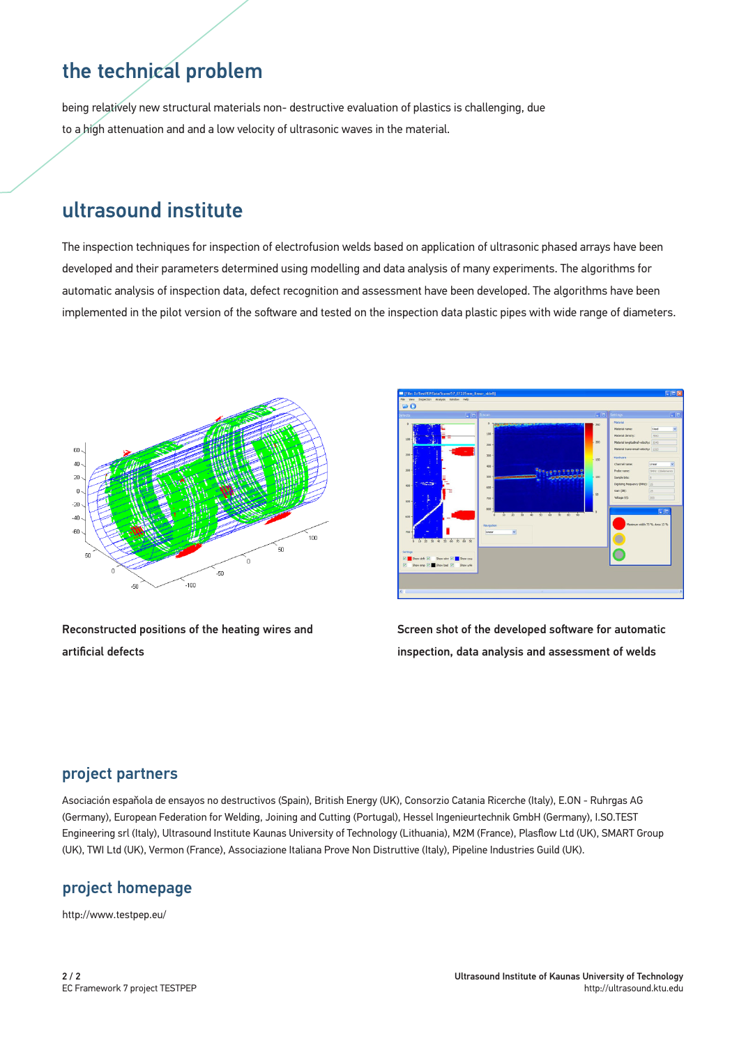## the technical problem

being relatively new structural materials non- destructive evaluation of plastics is challenging, due to a high attenuation and and a low velocity of ultrasonic waves in the material.

## ultrasound institute

The inspection techniques for inspection of electrofusion welds based on application of ultrasonic phased arrays have been developed and their parameters determined using modelling and data analysis of many experiments. The algorithms for automatic analysis of inspection data, defect recognition and assessment have been developed. The algorithms have been implemented in the pilot version of the software and tested on the inspection data plastic pipes with wide range of diameters.

**Reconstructed positions of the heating wires and artificial defects**

**Screen shot of the developed software for automatic inspection, data analysis and assessment of welds**

## project partners

Asociación española de ensayos no destructivos (Spain), British Energy (UK), Consorzio Catania Ricerche (Italy), E.ON - Ruhrgas AG (Germany), European Federation for Welding, Joining and Cutting (Portugal), Hessel Ingenieurtechnik GmbH (Germany), I.SO.TEST Engineering srl (Italy), Ultrasound Institute Kaunas University of Technology (Lithuania), M2M (France), Plasflow Ltd (UK), SMART Group (UK), TWI Ltd (UK), Vermon (France), Associazione Italiana Prove Non Distruttive (Italy), Pipeline Industries Guild (UK).

## project homepage

http://www.testpep.eu/

EC Framework 7 project TESTPEP

Ultrasound Institute of Kaunas University of Technology
http://ultrasound.ktu.edu